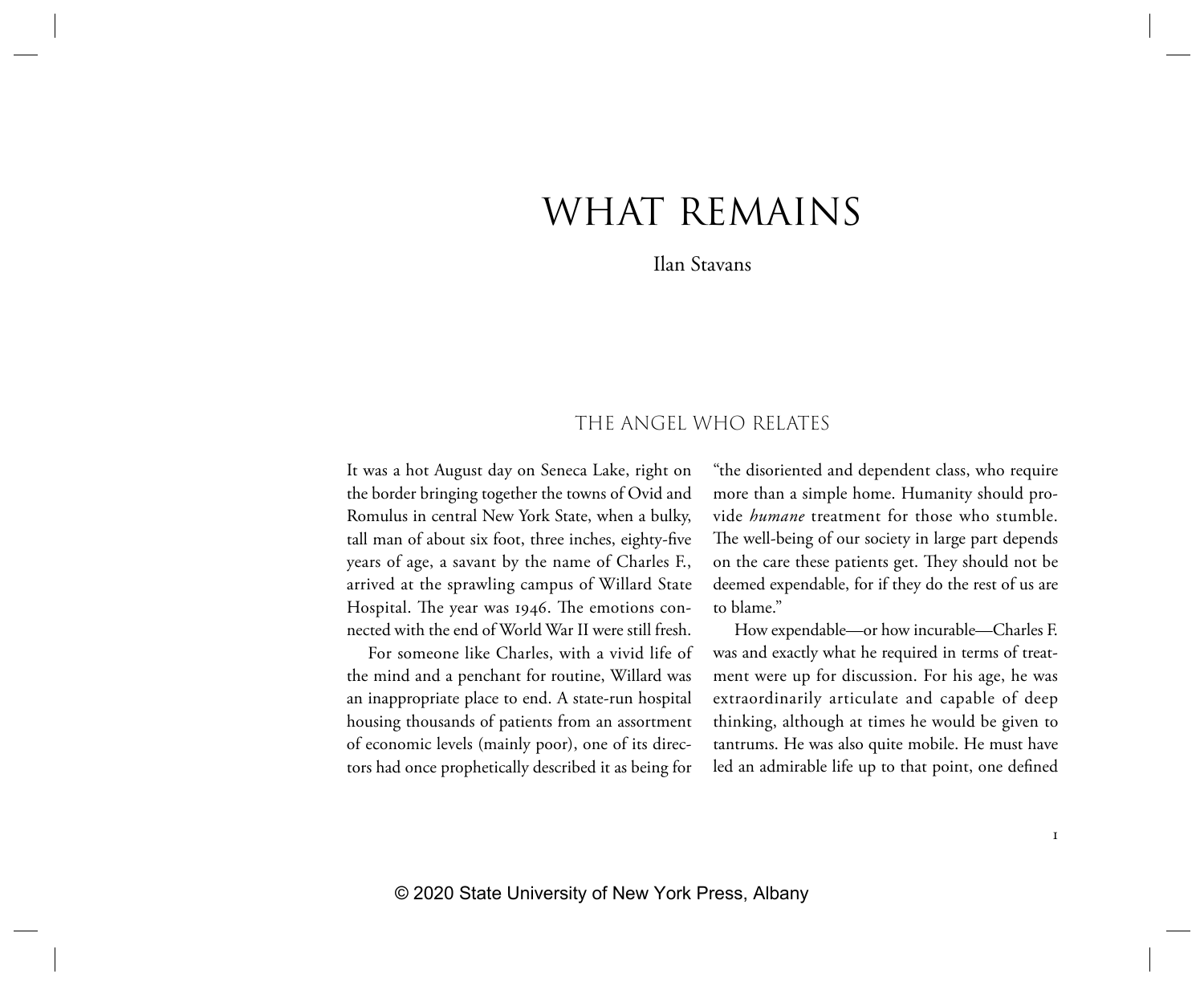# WHAT REMAINS

Ilan Stavans

## THE ANGEL WHO RELATES

It was a hot August day on Seneca Lake, right on the border bringing together the towns of Ovid and Romulus in central New York State, when a bulky, tall man of about six foot, three inches, eighty-five years of age, a savant by the name of Charles F., arrived at the sprawling campus of Willard State Hospital. The year was 1946. The emotions connected with the end of World War II were still fresh.

For someone like Charles, with a vivid life of the mind and a penchant for routine, Willard was an inappropriate place to end. A state-run hospital housing thousands of patients from an assortment of economic levels (mainly poor), one of its directors had once prophetically described it as being for "the disoriented and dependent class, who require more than a simple home. Humanity should provide *humane* treatment for those who stumble. The well-being of our society in large part depends on the care these patients get. They should not be deemed expendable, for if they do the rest of us are to blame."

How expendable—or how incurable—Charles F. was and exactly what he required in terms of treatment were up for discussion. For his age, he was extraordinarily articulate and capable of deep thinking, although at times he would be given to tantrums. He was also quite mobile. He must have led an admirable life up to that point, one defined

© 2020 State University of New York Press, Albany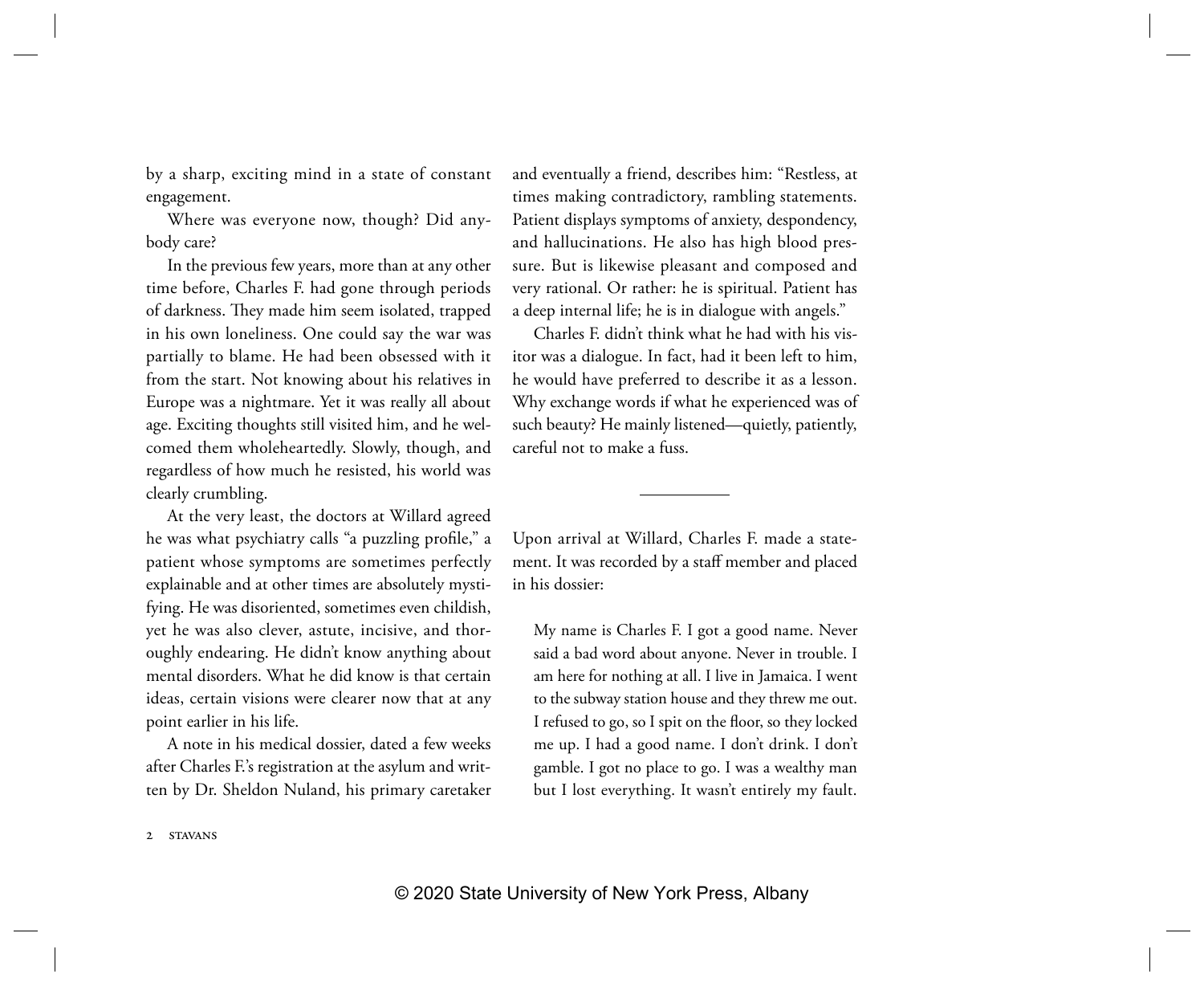by a sharp, exciting mind in a state of constant engagement.

Where was everyone now, though? Did anybody care?

In the previous few years, more than at any other time before, Charles F. had gone through periods of darkness. They made him seem isolated, trapped in his own loneliness. One could say the war was partially to blame. He had been obsessed with it from the start. Not knowing about his relatives in Europe was a nightmare. Yet it was really all about age. Exciting thoughts still visited him, and he welcomed them wholeheartedly. Slowly, though, and regardless of how much he resisted, his world was clearly crumbling.

At the very least, the doctors at Willard agreed he was what psychiatry calls "a puzzling profile," a patient whose symptoms are sometimes perfectly explainable and at other times are absolutely mystifying. He was disoriented, sometimes even childish, yet he was also clever, astute, incisive, and thoroughly endearing. He didn't know anything about mental disorders. What he did know is that certain ideas, certain visions were clearer now that at any point earlier in his life.

A note in his medical dossier, dated a few weeks after Charles F.'s registration at the asylum and written by Dr. Sheldon Nuland, his primary caretaker and eventually a friend, describes him: "Restless, at times making contradictory, rambling statements. Patient displays symptoms of anxiety, despondency, and hallucinations. He also has high blood pressure. But is likewise pleasant and composed and very rational. Or rather: he is spiritual. Patient has a deep internal life; he is in dialogue with angels."

Charles F. didn't think what he had with his visitor was a dialogue. In fact, had it been left to him, he would have preferred to describe it as a lesson. Why exchange words if what he experienced was of such beauty? He mainly listened—quietly, patiently, careful not to make a fuss.

---

Upon arrival at Willard, Charles F. made a statement. It was recorded by a staff member and placed in his dossier:

> My name is Charles F. I got a good name. Never said a bad word about anyone. Never in trouble. I am here for nothing at all. I live in Jamaica. I went to the subway station house and they threw me out. I refused to go, so I spit on the floor, so they locked me up. I had a good name. I don't drink. I don't gamble. I got no place to go. I was a wealthy man but I lost everything. It wasn't entirely my fault.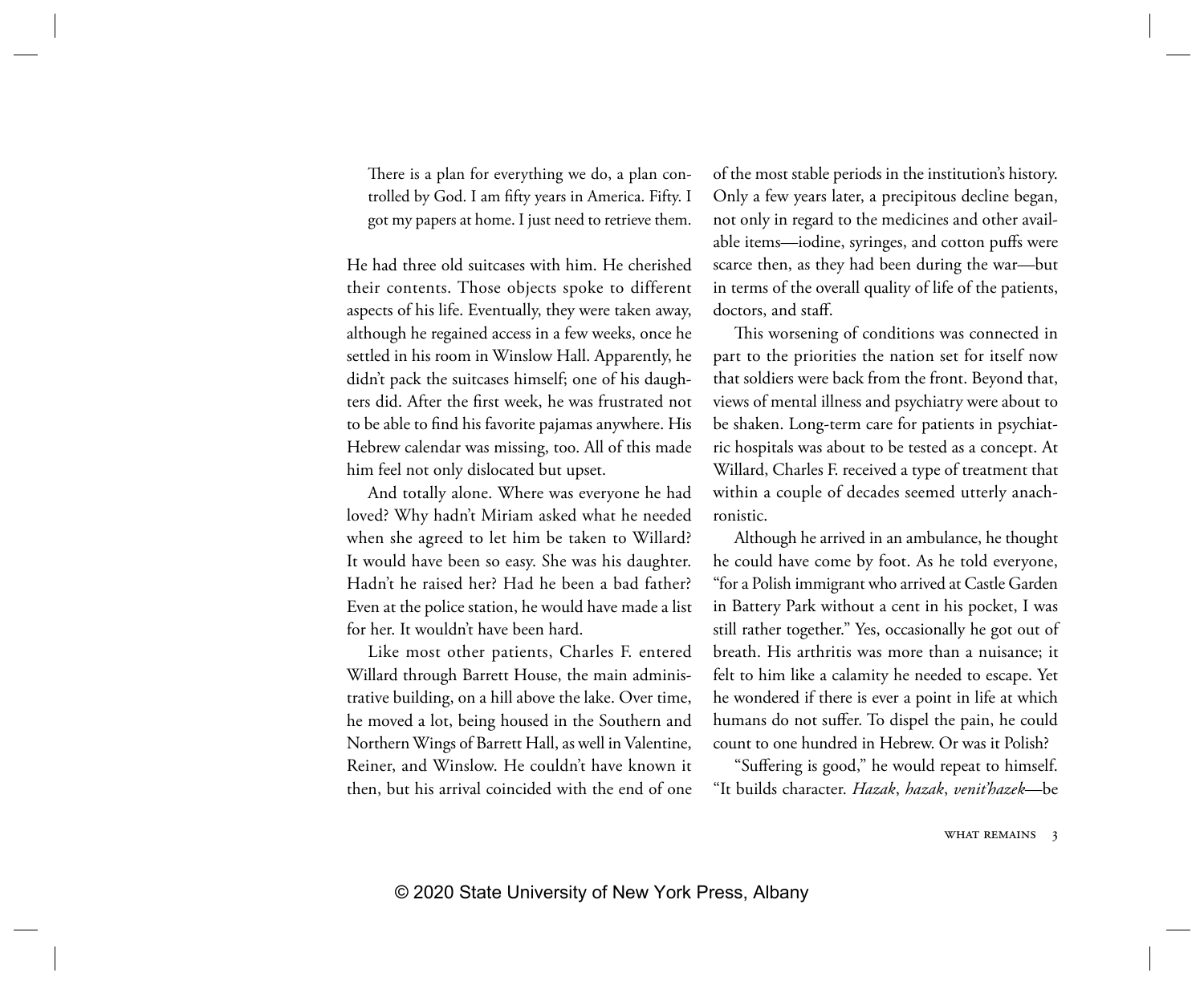> There is a plan for everything we do, a plan controlled by God. I am fifty years in America. Fifty. I got my papers at home. I just need to retrieve them.

He had three old suitcases with him. He cherished their contents. Those objects spoke to different aspects of his life. Eventually, they were taken away, although he regained access in a few weeks, once he settled in his room in Winslow Hall. Apparently, he didn't pack the suitcases himself; one of his daughters did. After the first week, he was frustrated not to be able to find his favorite pajamas anywhere. His Hebrew calendar was missing, too. All of this made him feel not only dislocated but upset.

And totally alone. Where was everyone he had loved? Why hadn't Miriam asked what he needed when she agreed to let him be taken to Willard? It would have been so easy. She was his daughter. Hadn't he raised her? Had he been a bad father? Even at the police station, he would have made a list for her. It wouldn't have been hard.

Like most other patients, Charles F. entered Willard through Barrett House, the main administrative building, on a hill above the lake. Over time, he moved a lot, being housed in the Southern and Northern Wings of Barrett Hall, as well in Valentine, Reiner, and Winslow. He couldn't have known it then, but his arrival coincided with the end of one of the most stable periods in the institution's history. Only a few years later, a precipitous decline began, not only in regard to the medicines and other available items—iodine, syringes, and cotton puffs were scarce then, as they had been during the war—but in terms of the overall quality of life of the patients, doctors, and staff.

This worsening of conditions was connected in part to the priorities the nation set for itself now that soldiers were back from the front. Beyond that, views of mental illness and psychiatry were about to be shaken. Long-term care for patients in psychiatric hospitals was about to be tested as a concept. At Willard, Charles F. received a type of treatment that within a couple of decades seemed utterly anachronistic.

Although he arrived in an ambulance, he thought he could have come by foot. As he told everyone, "for a Polish immigrant who arrived at Castle Garden in Battery Park without a cent in his pocket, I was still rather together." Yes, occasionally he got out of breath. His arthritis was more than a nuisance; it felt to him like a calamity he needed to escape. Yet he wondered if there is ever a point in life at which humans do not suffer. To dispel the pain, he could count to one hundred in Hebrew. Or was it Polish?

"Suffering is good," he would repeat to himself. "It builds character. *Hazak*, *hazak*, *venit'hazek*—be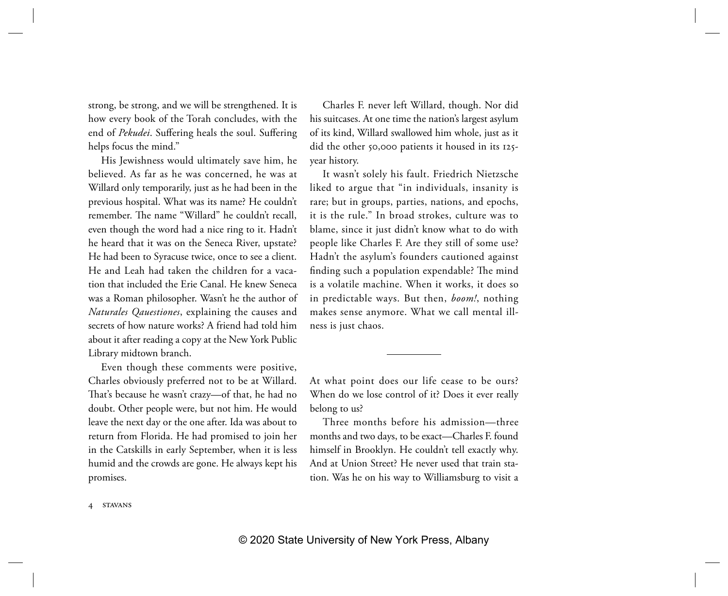strong, be strong, and we will be strengthened. It is how every book of the Torah concludes, with the end of *Pekudei*. Suffering heals the soul. Suffering helps focus the mind."

His Jewishness would ultimately save him, he believed. As far as he was concerned, he was at Willard only temporarily, just as he had been in the previous hospital. What was its name? He couldn't remember. The name "Willard" he couldn't recall, even though the word had a nice ring to it. Hadn't he heard that it was on the Seneca River, upstate? He had been to Syracuse twice, once to see a client. He and Leah had taken the children for a vacation that included the Erie Canal. He knew Seneca was a Roman philosopher. Wasn't he the author of *Naturales Quaestiones*, explaining the causes and secrets of how nature works? A friend had told him about it after reading a copy at the New York Public Library midtown branch.

Even though these comments were positive, Charles obviously preferred not to be at Willard. That's because he wasn't crazy—of that, he had no doubt. Other people were, but not him. He would leave the next day or the one after. Ida was about to return from Florida. He had promised to join her in the Catskills in early September, when it is less humid and the crowds are gone. He always kept his promises.

Charles F. never left Willard, though. Nor did his suitcases. At one time the nation's largest asylum of its kind, Willard swallowed him whole, just as it did the other 50,000 patients it housed in its 125-year history.

It wasn't solely his fault. Friedrich Nietzsche liked to argue that "in individuals, insanity is rare; but in groups, parties, nations, and epochs, it is the rule." In broad strokes, culture was to blame, since it just didn't know what to do with people like Charles F. Are they still of some use? Hadn't the asylum's founders cautioned against finding such a population expendable? The mind is a volatile machine. When it works, it does so in predictable ways. But then, *boom!*, nothing makes sense anymore. What we call mental illness is just chaos.

---

At what point does our life cease to be ours? When do we lose control of it? Does it ever really belong to us?

Three months before his admission—three months and two days, to be exact—Charles F. found himself in Brooklyn. He couldn't tell exactly why. And at Union Street? He never used that train station. Was he on his way to Williamsburg to visit a

© 2020 State University of New York Press, Albany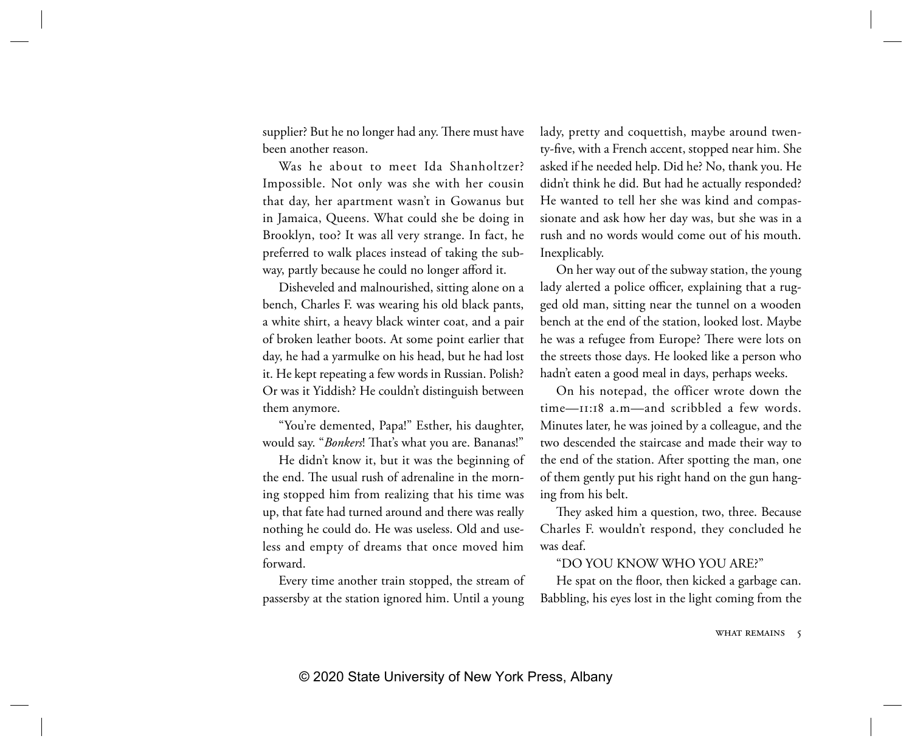supplier? But he no longer had any. There must have been another reason.

Was he about to meet Ida Shanholtzer? Impossible. Not only was she with her cousin that day, her apartment wasn't in Gowanus but in Jamaica, Queens. What could she be doing in Brooklyn, too? It was all very strange. In fact, he preferred to walk places instead of taking the subway, partly because he could no longer afford it.

Disheveled and malnourished, sitting alone on a bench, Charles F. was wearing his old black pants, a white shirt, a heavy black winter coat, and a pair of broken leather boots. At some point earlier that day, he had a yarmulke on his head, but he had lost it. He kept repeating a few words in Russian. Polish? Or was it Yiddish? He couldn't distinguish between them anymore.

"You're demented, Papa!" Esther, his daughter, would say. "*Bonkers*! That's what you are. Bananas!"

He didn't know it, but it was the beginning of the end. The usual rush of adrenaline in the morning stopped him from realizing that his time was up, that fate had turned around and there was really nothing he could do. He was useless. Old and useless and empty of dreams that once moved him forward.

Every time another train stopped, the stream of passersby at the station ignored him. Until a young lady, pretty and coquettish, maybe around twenty-five, with a French accent, stopped near him. She asked if he needed help. Did he? No, thank you. He didn't think he did. But had he actually responded? He wanted to tell her she was kind and compassionate and ask how her day was, but she was in a rush and no words would come out of his mouth. Inexplicably.

On her way out of the subway station, the young lady alerted a police officer, explaining that a rugged old man, sitting near the tunnel on a wooden bench at the end of the station, looked lost. Maybe he was a refugee from Europe? There were lots on the streets those days. He looked like a person who hadn't eaten a good meal in days, perhaps weeks.

On his notepad, the officer wrote down the time—11:18 a.m—and scribbled a few words. Minutes later, he was joined by a colleague, and the two descended the staircase and made their way to the end of the station. After spotting the man, one of them gently put his right hand on the gun hanging from his belt.

They asked him a question, two, three. Because Charles F. wouldn't respond, they concluded he was deaf.

"DO YOU KNOW WHO YOU ARE?"

He spat on the floor, then kicked a garbage can. Babbling, his eyes lost in the light coming from the

© 2020 State University of New York Press, Albany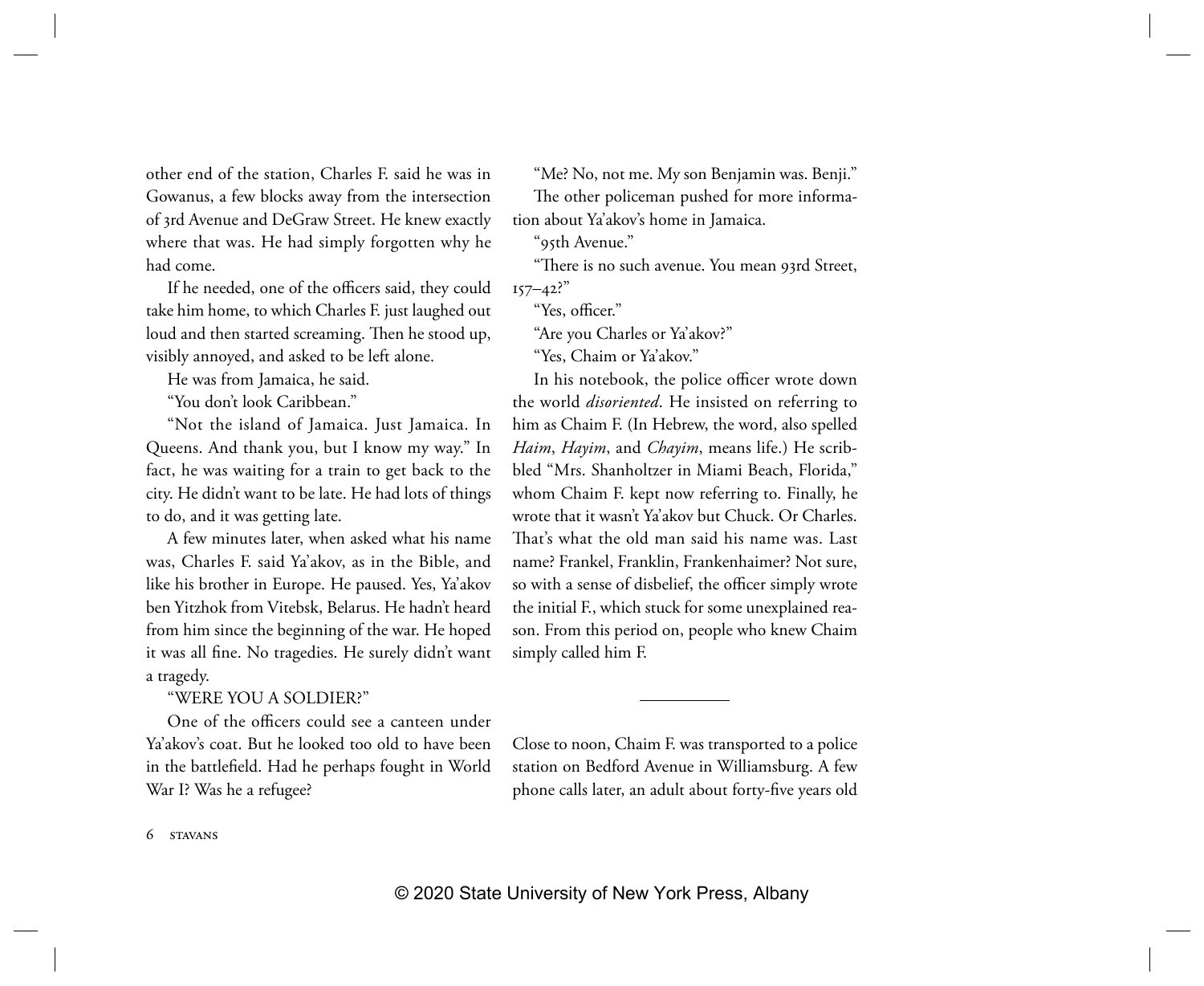other end of the station, Charles F. said he was in Gowanus, a few blocks away from the intersection of 3rd Avenue and DeGraw Street. He knew exactly where that was. He had simply forgotten why he had come.

If he needed, one of the officers said, they could take him home, to which Charles F. just laughed out loud and then started screaming. Then he stood up, visibly annoyed, and asked to be left alone.

He was from Jamaica, he said.

"You don't look Caribbean."

"Not the island of Jamaica. Just Jamaica. In Queens. And thank you, but I know my way." In fact, he was waiting for a train to get back to the city. He didn't want to be late. He had lots of things to do, and it was getting late.

A few minutes later, when asked what his name was, Charles F. said Ya'akov, as in the Bible, and like his brother in Europe. He paused. Yes, Ya'akov ben Yitzhok from Vitebsk, Belarus. He hadn't heard from him since the beginning of the war. He hoped it was all fine. No tragedies. He surely didn't want a tragedy.

"WERE YOU A SOLDIER?"

One of the officers could see a canteen under Ya'akov's coat. But he looked too old to have been in the battlefield. Had he perhaps fought in World War I? Was he a refugee?

"Me? No, not me. My son Benjamin was. Benji."

The other policeman pushed for more information about Ya'akov's home in Jamaica.

"95th Avenue."

"There is no such avenue. You mean 93rd Street, 157–42?"

"Yes, officer."

"Are you Charles or Ya'akov?"

"Yes, Chaim or Ya'akov."

In his notebook, the police officer wrote down the world *disoriented*. He insisted on referring to him as Chaim F. (In Hebrew, the word, also spelled *Haim*, *Hayim*, and *Chayim*, means life.) He scribbled "Mrs. Shanholtzer in Miami Beach, Florida," whom Chaim F. kept now referring to. Finally, he wrote that it wasn't Ya'akov but Chuck. Or Charles. That's what the old man said his name was. Last name? Frankel, Franklin, Frankenhaimer? Not sure, so with a sense of disbelief, the officer simply wrote the initial F., which stuck for some unexplained reason. From this period on, people who knew Chaim simply called him F.

---

Close to noon, Chaim F. was transported to a police station on Bedford Avenue in Williamsburg. A few phone calls later, an adult about forty-five years old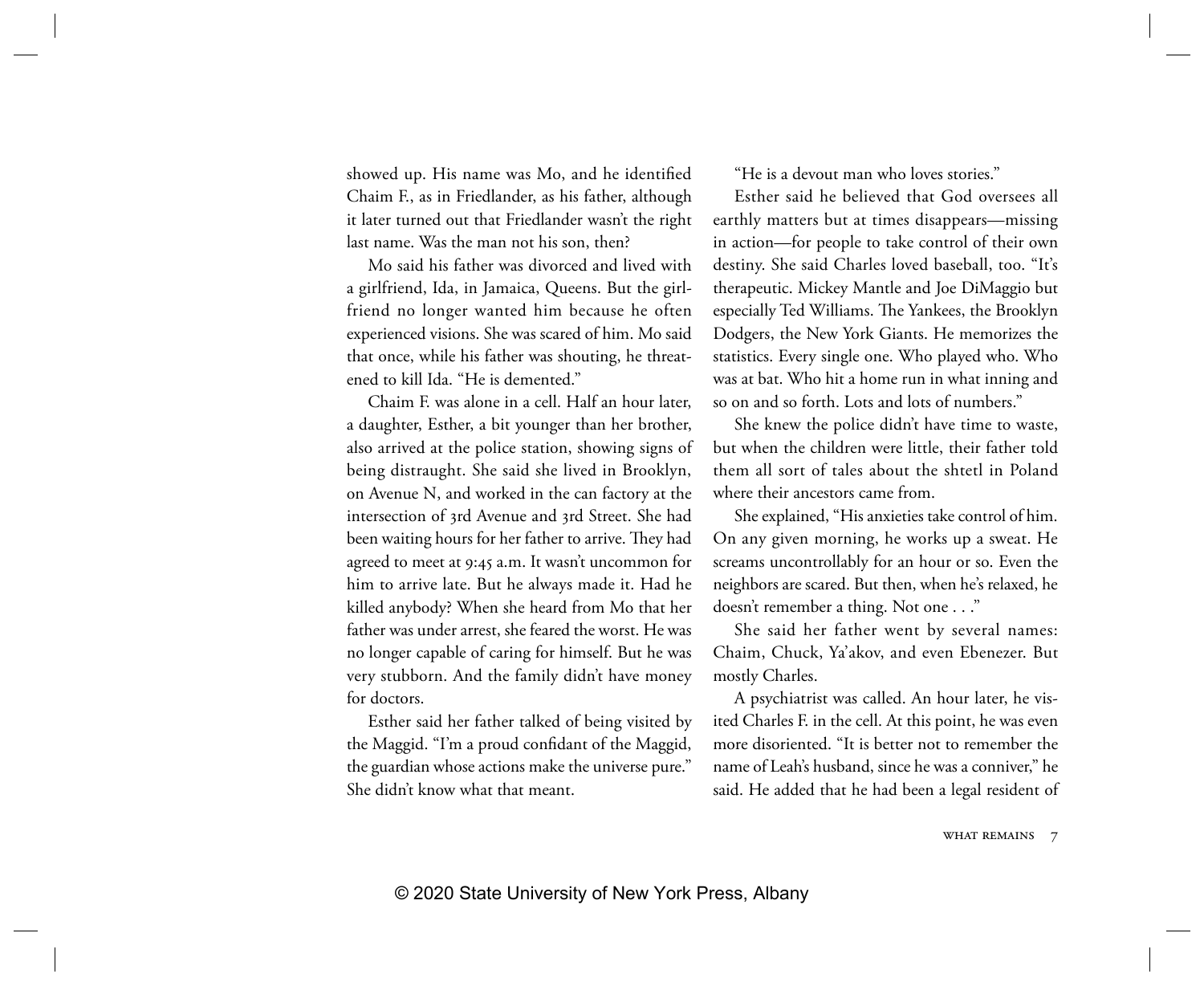showed up. His name was Mo, and he identified Chaim F., as in Friedlander, as his father, although it later turned out that Friedlander wasn't the right last name. Was the man not his son, then?

Mo said his father was divorced and lived with a girlfriend, Ida, in Jamaica, Queens. But the girlfriend no longer wanted him because he often experienced visions. She was scared of him. Mo said that once, while his father was shouting, he threatened to kill Ida. "He is demented."

Chaim F. was alone in a cell. Half an hour later, a daughter, Esther, a bit younger than her brother, also arrived at the police station, showing signs of being distraught. She said she lived in Brooklyn, on Avenue N, and worked in the can factory at the intersection of 3rd Avenue and 3rd Street. She had been waiting hours for her father to arrive. They had agreed to meet at 9:45 a.m. It wasn't uncommon for him to arrive late. But he always made it. Had he killed anybody? When she heard from Mo that her father was under arrest, she feared the worst. He was no longer capable of caring for himself. But he was very stubborn. And the family didn't have money for doctors.

Esther said her father talked of being visited by the Maggid. "I'm a proud confidant of the Maggid, the guardian whose actions make the universe pure." She didn't know what that meant.

"He is a devout man who loves stories."

Esther said he believed that God oversees all earthly matters but at times disappears—missing in action—for people to take control of their own destiny. She said Charles loved baseball, too. "It's therapeutic. Mickey Mantle and Joe DiMaggio but especially Ted Williams. The Yankees, the Brooklyn Dodgers, the New York Giants. He memorizes the statistics. Every single one. Who played who. Who was at bat. Who hit a home run in what inning and so on and so forth. Lots and lots of numbers."

She knew the police didn't have time to waste, but when the children were little, their father told them all sort of tales about the shtetl in Poland where their ancestors came from.

She explained, "His anxieties take control of him. On any given morning, he works up a sweat. He screams uncontrollably for an hour or so. Even the neighbors are scared. But then, when he's relaxed, he doesn't remember a thing. Not one . . ."

She said her father went by several names: Chaim, Chuck, Ya'akov, and even Ebenezer. But mostly Charles.

A psychiatrist was called. An hour later, he visited Charles F. in the cell. At this point, he was even more disoriented. "It is better not to remember the name of Leah's husband, since he was a conniver," he said. He added that he had been a legal resident of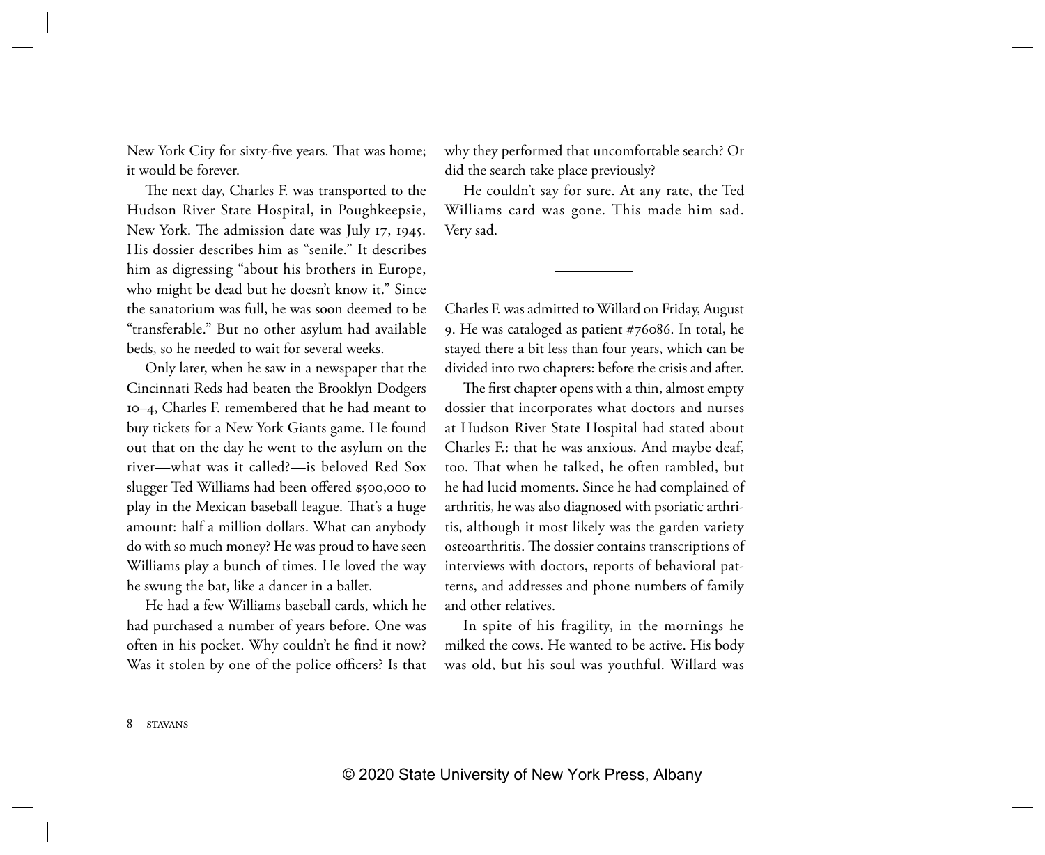New York City for sixty-five years. That was home; it would be forever.

The next day, Charles F. was transported to the Hudson River State Hospital, in Poughkeepsie, New York. The admission date was July 17, 1945. His dossier describes him as "senile." It describes him as digressing "about his brothers in Europe, who might be dead but he doesn't know it." Since the sanatorium was full, he was soon deemed to be "transferable." But no other asylum had available beds, so he needed to wait for several weeks.

Only later, when he saw in a newspaper that the Cincinnati Reds had beaten the Brooklyn Dodgers 10–4, Charles F. remembered that he had meant to buy tickets for a New York Giants game. He found out that on the day he went to the asylum on the river—what was it called?—is beloved Red Sox slugger Ted Williams had been offered $500,000 to play in the Mexican baseball league. That's a huge amount: half a million dollars. What can anybody do with so much money? He was proud to have seen Williams play a bunch of times. He loved the way he swung the bat, like a dancer in a ballet.

He had a few Williams baseball cards, which he had purchased a number of years before. One was often in his pocket. Why couldn't he find it now? Was it stolen by one of the police officers? Is that why they performed that uncomfortable search? Or did the search take place previously?

He couldn't say for sure. At any rate, the Ted Williams card was gone. This made him sad. Very sad.

---

Charles F. was admitted to Willard on Friday, August 9. He was cataloged as patient #76086. In total, he stayed there a bit less than four years, which can be divided into two chapters: before the crisis and after.

The first chapter opens with a thin, almost empty dossier that incorporates what doctors and nurses at Hudson River State Hospital had stated about Charles F.: that he was anxious. And maybe deaf, too. That when he talked, he often rambled, but he had lucid moments. Since he had complained of arthritis, he was also diagnosed with psoriatic arthritis, although it most likely was the garden variety osteoarthritis. The dossier contains transcriptions of interviews with doctors, reports of behavioral patterns, and addresses and phone numbers of family and other relatives.

In spite of his fragility, in the mornings he milked the cows. He wanted to be active. His body was old, but his soul was youthful. Willard was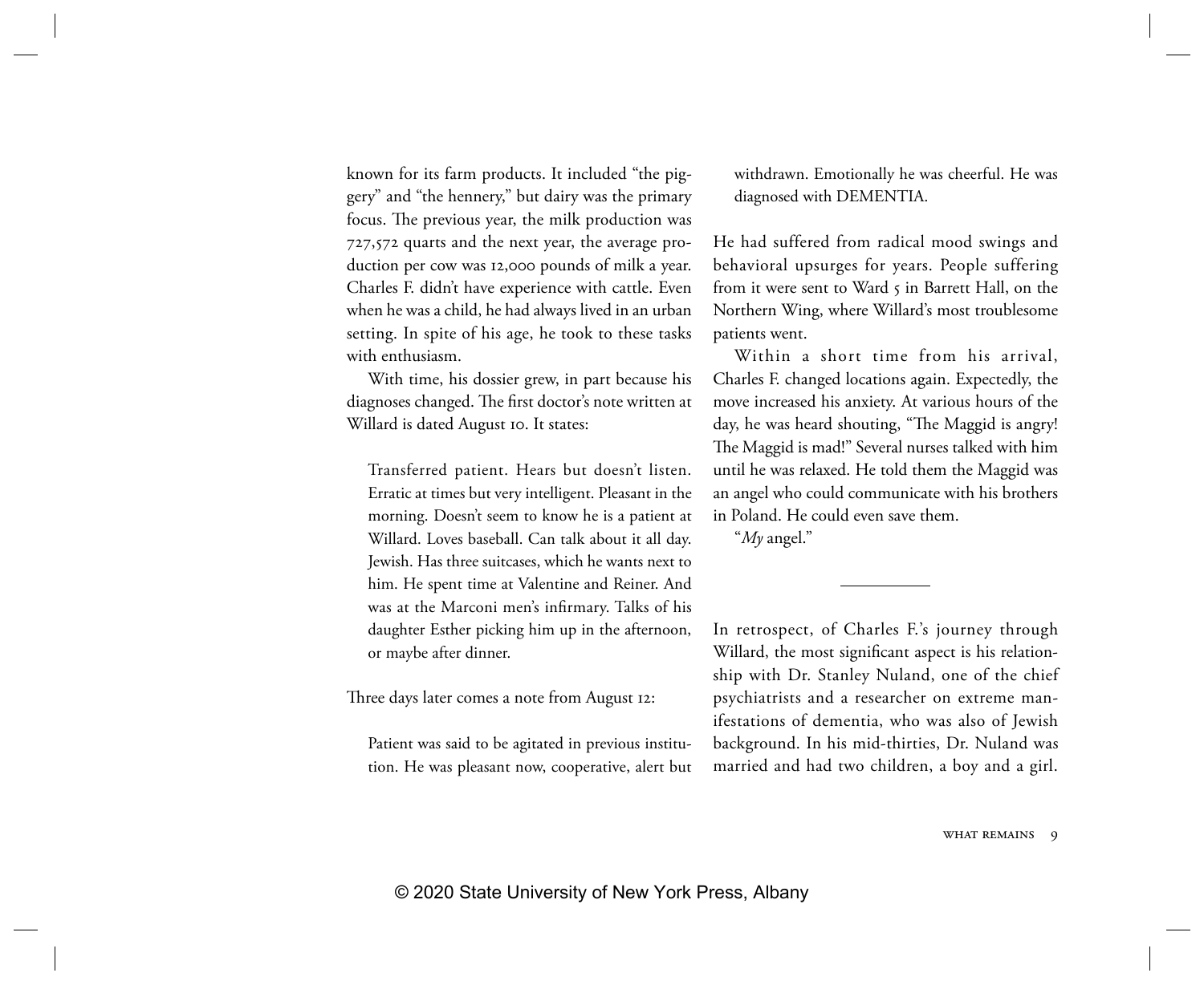known for its farm products. It included "the piggery" and "the hennery," but dairy was the primary focus. The previous year, the milk production was 727,572 quarts and the next year, the average production per cow was 12,000 pounds of milk a year. Charles F. didn't have experience with cattle. Even when he was a child, he had always lived in an urban setting. In spite of his age, he took to these tasks with enthusiasm.

With time, his dossier grew, in part because his diagnoses changed. The first doctor's note written at Willard is dated August 10. It states:

> Transferred patient. Hears but doesn't listen. Erratic at times but very intelligent. Pleasant in the morning. Doesn't seem to know he is a patient at Willard. Loves baseball. Can talk about it all day. Jewish. Has three suitcases, which he wants next to him. He spent time at Valentine and Reiner. And was at the Marconi men's infirmary. Talks of his daughter Esther picking him up in the afternoon, or maybe after dinner.

Three days later comes a note from August 12:

> Patient was said to be agitated in previous institution. He was pleasant now, cooperative, alert but withdrawn. Emotionally he was cheerful. He was diagnosed with DEMENTIA.

He had suffered from radical mood swings and behavioral upsurges for years. People suffering from it were sent to Ward 5 in Barrett Hall, on the Northern Wing, where Willard's most troublesome patients went.

Within a short time from his arrival, Charles F. changed locations again. Expectedly, the move increased his anxiety. At various hours of the day, he was heard shouting, "The Maggid is angry! The Maggid is mad!" Several nurses talked with him until he was relaxed. He told them the Maggid was an angel who could communicate with his brothers in Poland. He could even save them.

"*My* angel."

---

In retrospect, of Charles F.'s journey through Willard, the most significant aspect is his relationship with Dr. Stanley Nuland, one of the chief psychiatrists and a researcher on extreme manifestations of dementia, who was also of Jewish background. In his mid-thirties, Dr. Nuland was married and had two children, a boy and a girl.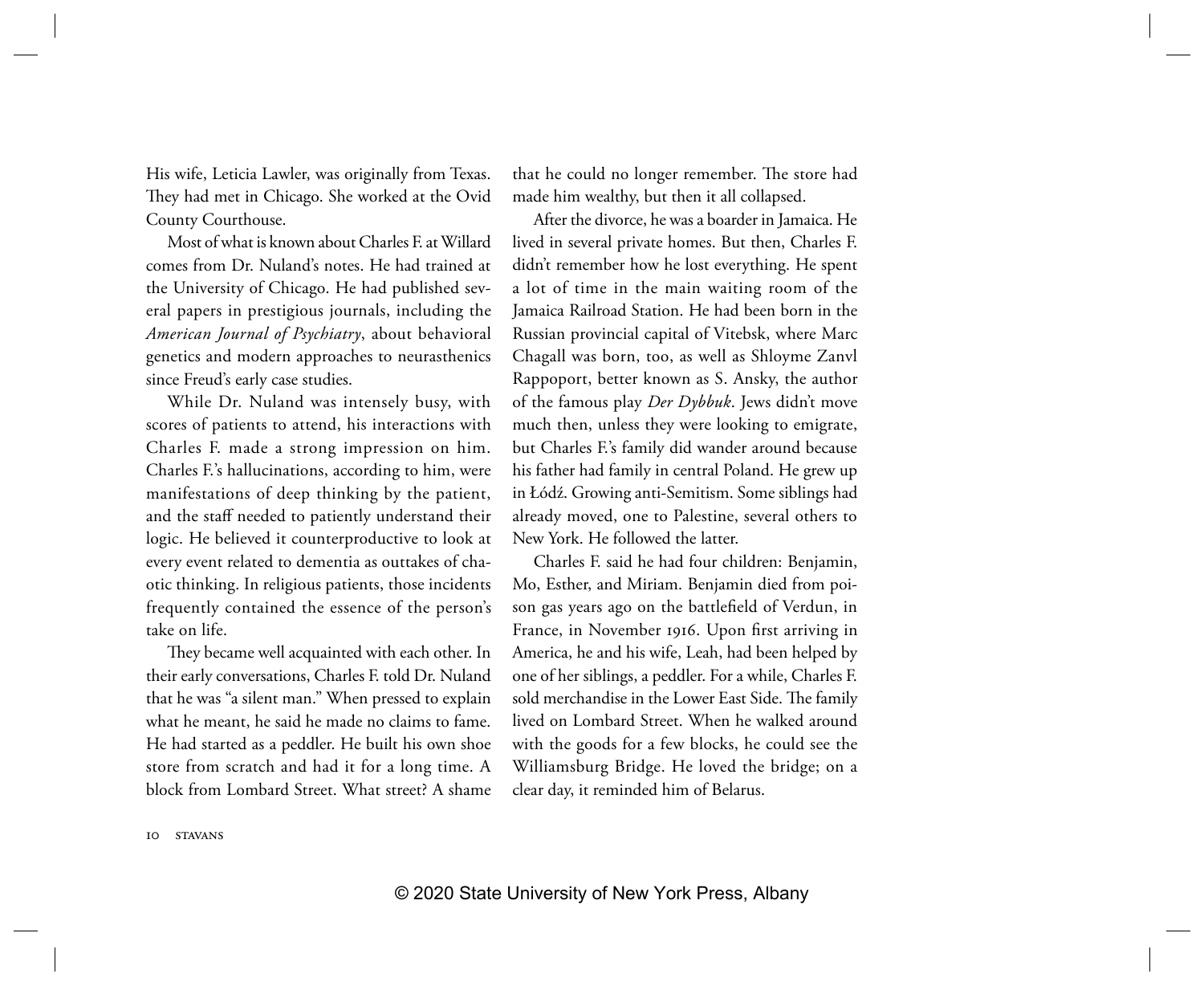His wife, Leticia Lawler, was originally from Texas. They had met in Chicago. She worked at the Ovid County Courthouse.

Most of what is known about Charles F. at Willard comes from Dr. Nuland's notes. He had trained at the University of Chicago. He had published several papers in prestigious journals, including the *American Journal of Psychiatry*, about behavioral genetics and modern approaches to neurasthenics since Freud's early case studies.

While Dr. Nuland was intensely busy, with scores of patients to attend, his interactions with Charles F. made a strong impression on him. Charles F.'s hallucinations, according to him, were manifestations of deep thinking by the patient, and the staff needed to patiently understand their logic. He believed it counterproductive to look at every event related to dementia as outtakes of chaotic thinking. In religious patients, those incidents frequently contained the essence of the person's take on life.

They became well acquainted with each other. In their early conversations, Charles F. told Dr. Nuland that he was "a silent man." When pressed to explain what he meant, he said he made no claims to fame. He had started as a peddler. He built his own shoe store from scratch and had it for a long time. A block from Lombard Street. What street? A shame that he could no longer remember. The store had made him wealthy, but then it all collapsed.

After the divorce, he was a boarder in Jamaica. He lived in several private homes. But then, Charles F. didn't remember how he lost everything. He spent a lot of time in the main waiting room of the Jamaica Railroad Station. He had been born in the Russian provincial capital of Vitebsk, where Marc Chagall was born, too, as well as Shloyme Zanvl Rappoport, better known as S. Ansky, the author of the famous play *Der Dybbuk*. Jews didn't move much then, unless they were looking to emigrate, but Charles F.'s family did wander around because his father had family in central Poland. He grew up in Łódź. Growing anti-Semitism. Some siblings had already moved, one to Palestine, several others to New York. He followed the latter.

Charles F. said he had four children: Benjamin, Mo, Esther, and Miriam. Benjamin died from poison gas years ago on the battlefield of Verdun, in France, in November 1916. Upon first arriving in America, he and his wife, Leah, had been helped by one of her siblings, a peddler. For a while, Charles F. sold merchandise in the Lower East Side. The family lived on Lombard Street. When he walked around with the goods for a few blocks, he could see the Williamsburg Bridge. He loved the bridge; on a clear day, it reminded him of Belarus.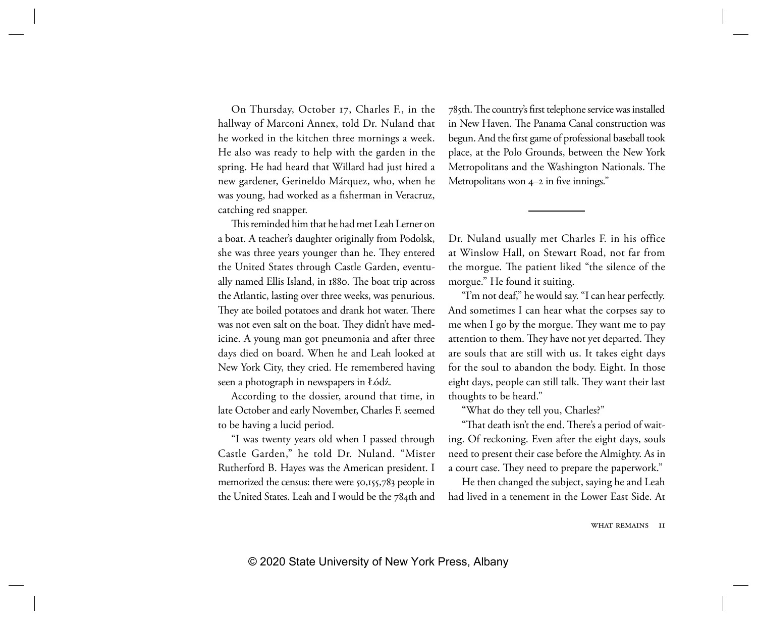On Thursday, October 17, Charles F., in the hallway of Marconi Annex, told Dr. Nuland that he worked in the kitchen three mornings a week. He also was ready to help with the garden in the spring. He had heard that Willard had just hired a new gardener, Gerineldo Márquez, who, when he was young, had worked as a fisherman in Veracruz, catching red snapper.

This reminded him that he had met Leah Lerner on a boat. A teacher's daughter originally from Podolsk, she was three years younger than he. They entered the United States through Castle Garden, eventually named Ellis Island, in 1880. The boat trip across the Atlantic, lasting over three weeks, was penurious. They ate boiled potatoes and drank hot water. There was not even salt on the boat. They didn't have medicine. A young man got pneumonia and after three days died on board. When he and Leah looked at New York City, they cried. He remembered having seen a photograph in newspapers in Łódź.

According to the dossier, around that time, in late October and early November, Charles F. seemed to be having a lucid period.

"I was twenty years old when I passed through Castle Garden," he told Dr. Nuland. "Mister Rutherford B. Hayes was the American president. I memorized the census: there were 50,155,783 people in the United States. Leah and I would be the 784th and 785th. The country's first telephone service was installed in New Haven. The Panama Canal construction was begun. And the first game of professional baseball took place, at the Polo Grounds, between the New York Metropolitans and the Washington Nationals. The Metropolitans won 4–2 in five innings."

---

Dr. Nuland usually met Charles F. in his office at Winslow Hall, on Stewart Road, not far from the morgue. The patient liked "the silence of the morgue." He found it suiting.

"I'm not deaf," he would say. "I can hear perfectly. And sometimes I can hear what the corpses say to me when I go by the morgue. They want me to pay attention to them. They have not yet departed. They are souls that are still with us. It takes eight days for the soul to abandon the body. Eight. In those eight days, people can still talk. They want their last thoughts to be heard."

"What do they tell you, Charles?"

"That death isn't the end. There's a period of waiting. Of reckoning. Even after the eight days, souls need to present their case before the Almighty. As in a court case. They need to prepare the paperwork."

He then changed the subject, saying he and Leah had lived in a tenement in the Lower East Side. At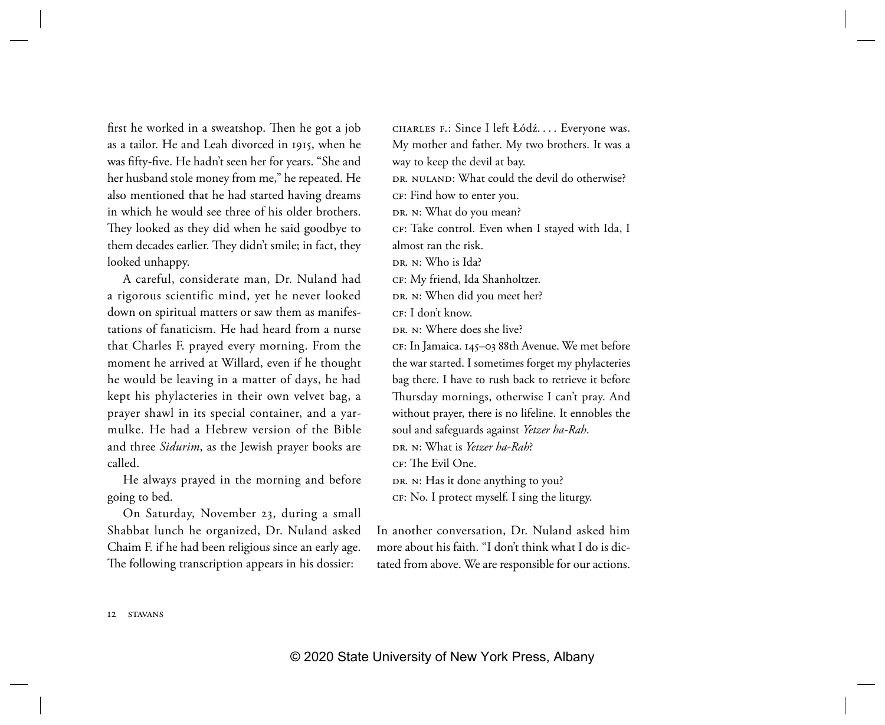first he worked in a sweatshop. Then he got a job as a tailor. He and Leah divorced in 1915, when he was fifty-five. He hadn't seen her for years. "She and her husband stole money from me," he repeated. He also mentioned that he had started having dreams in which he would see three of his older brothers. They looked as they did when he said goodbye to them decades earlier. They didn't smile; in fact, they looked unhappy.

A careful, considerate man, Dr. Nuland had a rigorous scientific mind, yet he never looked down on spiritual matters or saw them as manifestations of fanaticism. He had heard from a nurse that Charles F. prayed every morning. From the moment he arrived at Willard, even if he thought he would be leaving in a matter of days, he had kept his phylacteries in their own velvet bag, a prayer shawl in its special container, and a yarmulke. He had a Hebrew version of the Bible and three *Sidurim*, as the Jewish prayer books are called.

He always prayed in the morning and before going to bed.

On Saturday, November 23, during a small Shabbat lunch he organized, Dr. Nuland asked Chaim F. if he had been religious since an early age. The following transcription appears in his dossier:

CHARLES F.: Since I left Łódź. . . . Everyone was. My mother and father. My two brothers. It was a way to keep the devil at bay.  
DR. NULAND: What could the devil do otherwise?  
CF: Find how to enter you.  
DR. N: What do you mean?  
CF: Take control. Even when I stayed with Ida, I almost ran the risk.  
DR. N: Who is Ida?  
CF: My friend, Ida Shanholtzer.  
DR. N: When did you meet her?  
CF: I don't know.  
DR. N: Where does she live?  
CF: In Jamaica. 145–03 88th Avenue. We met before the war started. I sometimes forget my phylacteries bag there. I have to rush back to retrieve it before Thursday mornings, otherwise I can't pray. And without prayer, there is no lifeline. It ennobles the soul and safeguards against *Yetzer ha-Rah*.  
DR. N: What is *Yetzer ha-Rah*?  
CF: The Evil One.  
DR. N: Has it done anything to you?  
CF: No. I protect myself. I sing the liturgy.

In another conversation, Dr. Nuland asked him more about his faith. "I don't think what I do is dictated from above. We are responsible for our actions.

© 2020 State University of New York Press, Albany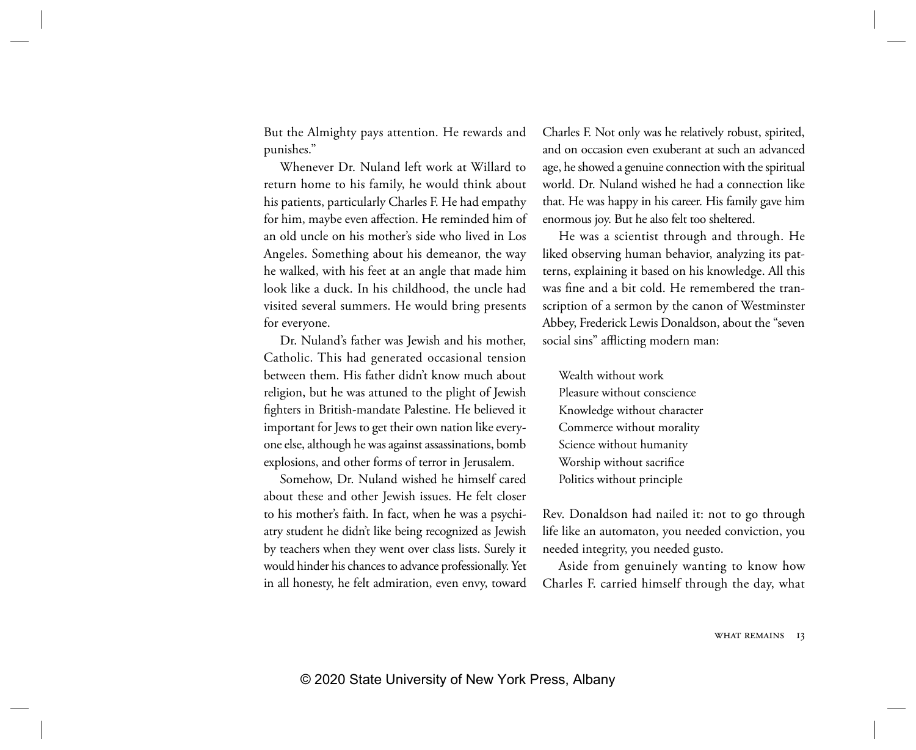But the Almighty pays attention. He rewards and punishes."

Whenever Dr. Nuland left work at Willard to return home to his family, he would think about his patients, particularly Charles F. He had empathy for him, maybe even affection. He reminded him of an old uncle on his mother's side who lived in Los Angeles. Something about his demeanor, the way he walked, with his feet at an angle that made him look like a duck. In his childhood, the uncle had visited several summers. He would bring presents for everyone.

Dr. Nuland's father was Jewish and his mother, Catholic. This had generated occasional tension between them. His father didn't know much about religion, but he was attuned to the plight of Jewish fighters in British-mandate Palestine. He believed it important for Jews to get their own nation like everyone else, although he was against assassinations, bomb explosions, and other forms of terror in Jerusalem.

Somehow, Dr. Nuland wished he himself cared about these and other Jewish issues. He felt closer to his mother's faith. In fact, when he was a psychiatry student he didn't like being recognized as Jewish by teachers when they went over class lists. Surely it would hinder his chances to advance professionally. Yet in all honesty, he felt admiration, even envy, toward Charles F. Not only was he relatively robust, spirited, and on occasion even exuberant at such an advanced age, he showed a genuine connection with the spiritual world. Dr. Nuland wished he had a connection like that. He was happy in his career. His family gave him enormous joy. But he also felt too sheltered.

He was a scientist through and through. He liked observing human behavior, analyzing its patterns, explaining it based on his knowledge. All this was fine and a bit cold. He remembered the transcription of a sermon by the canon of Westminster Abbey, Frederick Lewis Donaldson, about the "seven social sins" afflicting modern man:

> Wealth without work
> Pleasure without conscience
> Knowledge without character
> Commerce without morality
> Science without humanity
> Worship without sacrifice
> Politics without principle

Rev. Donaldson had nailed it: not to go through life like an automaton, you needed conviction, you needed integrity, you needed gusto.

Aside from genuinely wanting to know how Charles F. carried himself through the day, what

© 2020 State University of New York Press, Albany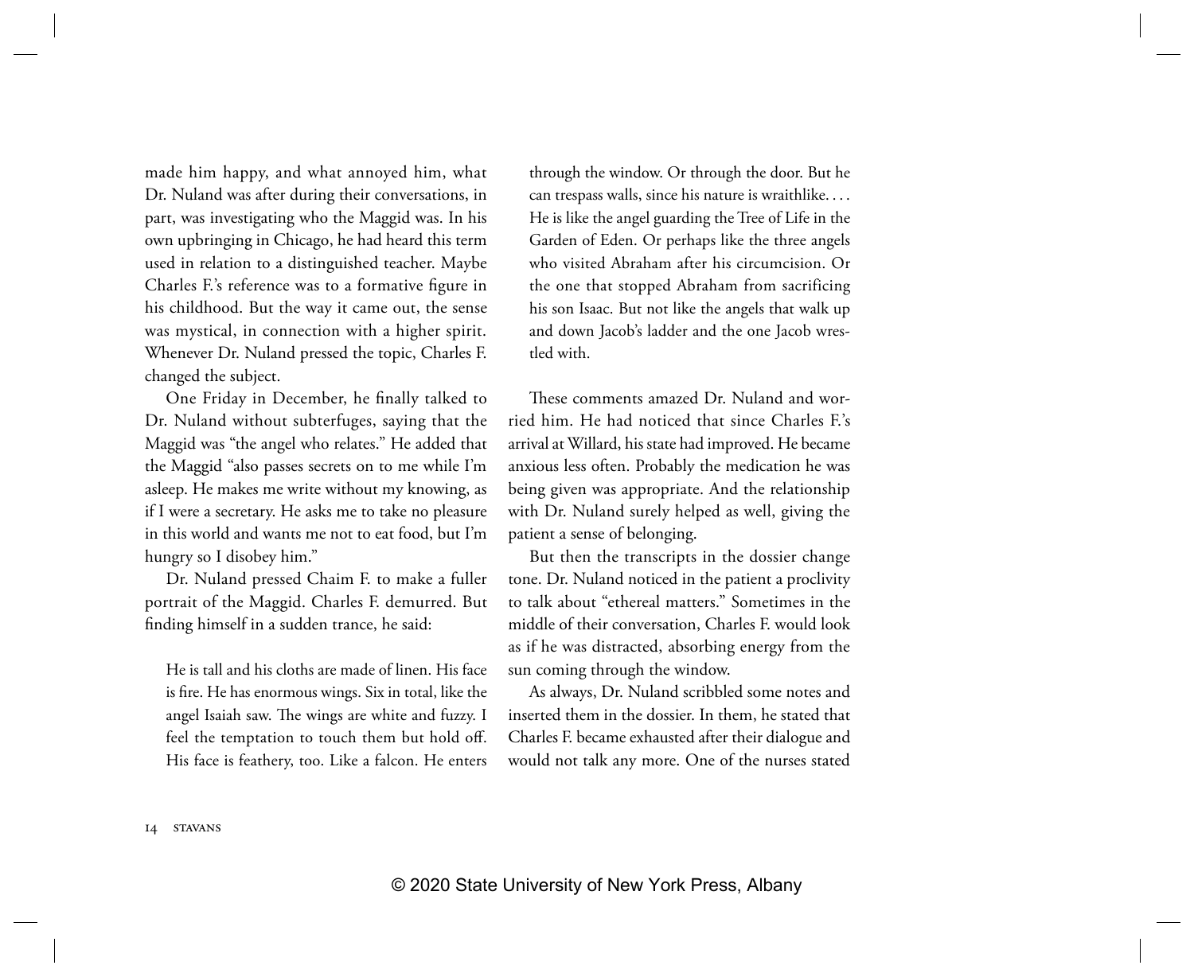made him happy, and what annoyed him, what Dr. Nuland was after during their conversations, in part, was investigating who the Maggid was. In his own upbringing in Chicago, he had heard this term used in relation to a distinguished teacher. Maybe Charles F.'s reference was to a formative figure in his childhood. But the way it came out, the sense was mystical, in connection with a higher spirit. Whenever Dr. Nuland pressed the topic, Charles F. changed the subject.

One Friday in December, he finally talked to Dr. Nuland without subterfuges, saying that the Maggid was "the angel who relates." He added that the Maggid "also passes secrets on to me while I'm asleep. He makes me write without my knowing, as if I were a secretary. He asks me to take no pleasure in this world and wants me not to eat food, but I'm hungry so I disobey him."

Dr. Nuland pressed Chaim F. to make a fuller portrait of the Maggid. Charles F. demurred. But finding himself in a sudden trance, he said:

> He is tall and his cloths are made of linen. His face is fire. He has enormous wings. Six in total, like the angel Isaiah saw. The wings are white and fuzzy. I feel the temptation to touch them but hold off. His face is feathery, too. Like a falcon. He enters through the window. Or through the door. But he can trespass walls, since his nature is wraithlike. . . . He is like the angel guarding the Tree of Life in the Garden of Eden. Or perhaps like the three angels who visited Abraham after his circumcision. Or the one that stopped Abraham from sacrificing his son Isaac. But not like the angels that walk up and down Jacob's ladder and the one Jacob wrestled with.

These comments amazed Dr. Nuland and worried him. He had noticed that since Charles F.'s arrival at Willard, his state had improved. He became anxious less often. Probably the medication he was being given was appropriate. And the relationship with Dr. Nuland surely helped as well, giving the patient a sense of belonging.

But then the transcripts in the dossier change tone. Dr. Nuland noticed in the patient a proclivity to talk about "ethereal matters." Sometimes in the middle of their conversation, Charles F. would look as if he was distracted, absorbing energy from the sun coming through the window.

As always, Dr. Nuland scribbled some notes and inserted them in the dossier. In them, he stated that Charles F. became exhausted after their dialogue and would not talk any more. One of the nurses stated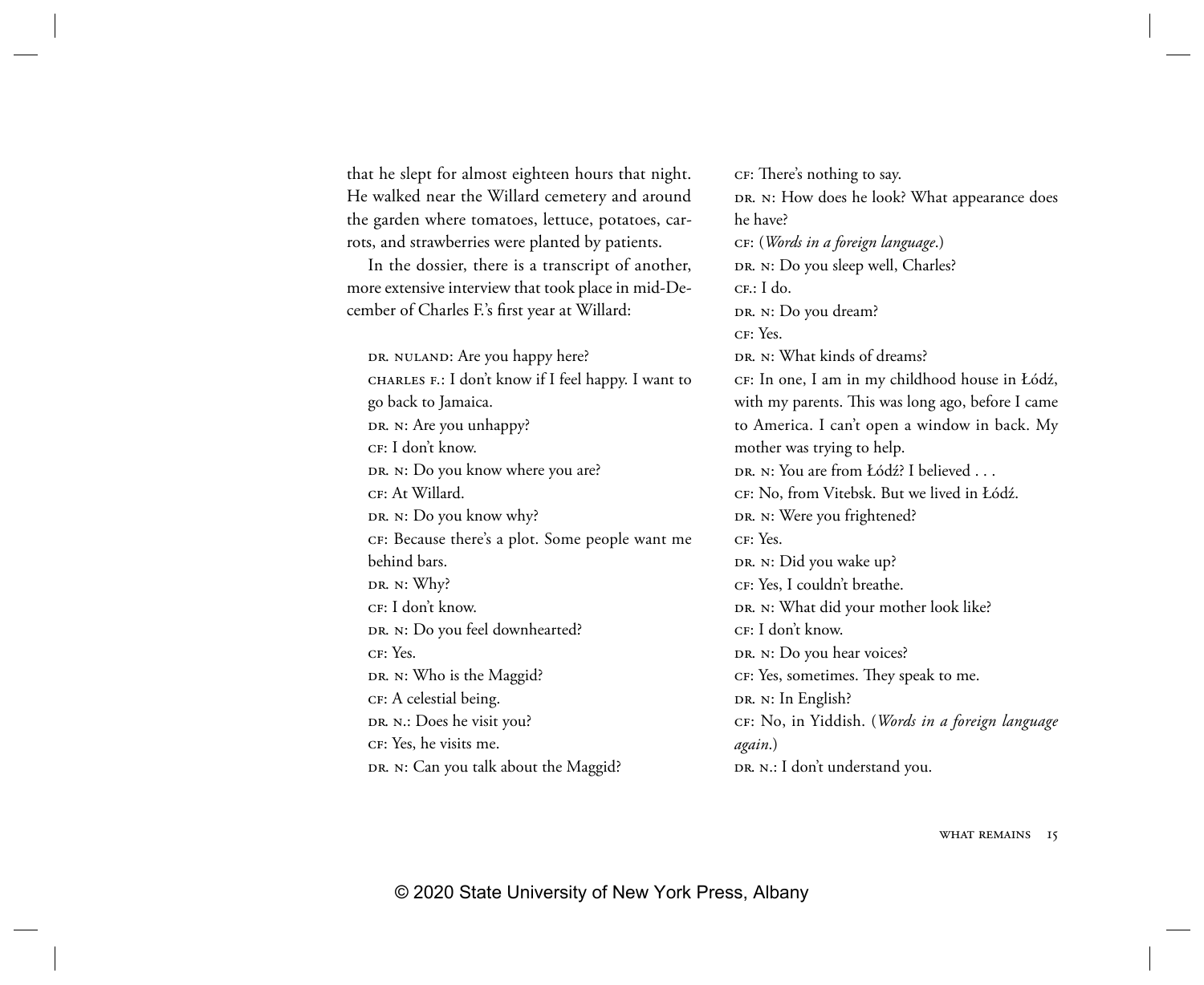that he slept for almost eighteen hours that night. He walked near the Willard cemetery and around the garden where tomatoes, lettuce, potatoes, carrots, and strawberries were planted by patients.

In the dossier, there is a transcript of another, more extensive interview that took place in mid-December of Charles F.'s first year at Willard:

DR. NULAND: Are you happy here?
CHARLES F.: I don't know if I feel happy. I want to go back to Jamaica.
DR. N: Are you unhappy?
CF: I don't know.
DR. N: Do you know where you are?
CF: At Willard.
DR. N: Do you know why?
CF: Because there's a plot. Some people want me behind bars.
DR. N: Why?
CF: I don't know.
DR. N: Do you feel downhearted?
CF: Yes.
DR. N: Who is the Maggid?
CF: A celestial being.
DR. N.: Does he visit you?
CF: Yes, he visits me.
DR. N: Can you talk about the Maggid?
CF: There's nothing to say.
DR. N: How does he look? What appearance does he have?
CF: (*Words in a foreign language.*)
DR. N: Do you sleep well, Charles?
CF.: I do.
DR. N: Do you dream?
CF: Yes.
DR. N: What kinds of dreams?
CF: In one, I am in my childhood house in Łódź, with my parents. This was long ago, before I came to America. I can't open a window in back. My mother was trying to help.
DR. N: You are from Łódź? I believed . . .
CF: No, from Vitebsk. But we lived in Łódź.
DR. N: Were you frightened?
CF: Yes.
DR. N: Did you wake up?
CF: Yes, I couldn't breathe.
DR. N: What did your mother look like?
CF: I don't know.
DR. N: Do you hear voices?
CF: Yes, sometimes. They speak to me.
DR. N: In English?
CF: No, in Yiddish. (*Words in a foreign language again.*)
DR. N.: I don't understand you.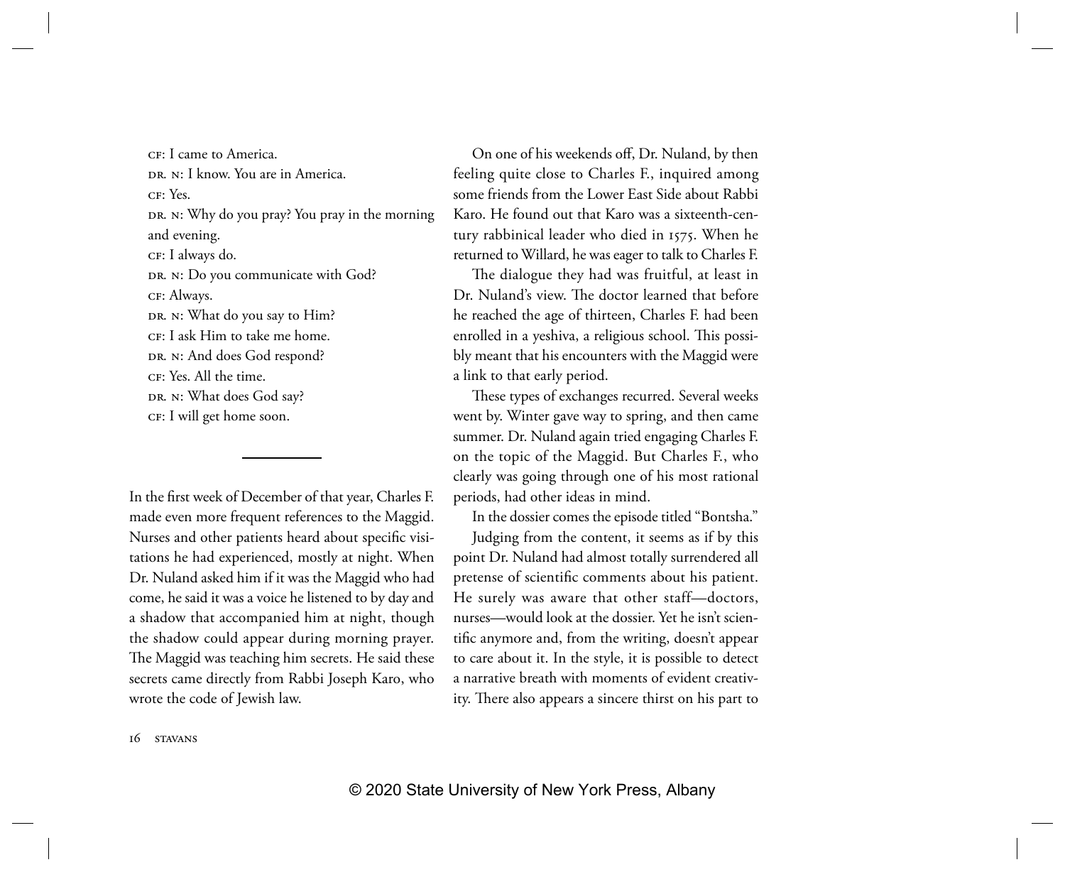CF: I came to America.

DR. N: I know. You are in America.

CF: Yes.

DR. N: Why do you pray? You pray in the morning and evening.

CF: I always do.

DR. N: Do you communicate with God?

CF: Always.

DR. N: What do you say to Him?

CF: I ask Him to take me home.

DR. N: And does God respond?

CF: Yes. All the time.

DR. N: What does God say?

CF: I will get home soon.

---

In the first week of December of that year, Charles F. made even more frequent references to the Maggid. Nurses and other patients heard about specific visitations he had experienced, mostly at night. When Dr. Nuland asked him if it was the Maggid who had come, he said it was a voice he listened to by day and a shadow that accompanied him at night, though the shadow could appear during morning prayer. The Maggid was teaching him secrets. He said these secrets came directly from Rabbi Joseph Karo, who wrote the code of Jewish law.

On one of his weekends off, Dr. Nuland, by then feeling quite close to Charles F., inquired among some friends from the Lower East Side about Rabbi Karo. He found out that Karo was a sixteenth-century rabbinical leader who died in 1575. When he returned to Willard, he was eager to talk to Charles F.

The dialogue they had was fruitful, at least in Dr. Nuland's view. The doctor learned that before he reached the age of thirteen, Charles F. had been enrolled in a yeshiva, a religious school. This possibly meant that his encounters with the Maggid were a link to that early period.

These types of exchanges recurred. Several weeks went by. Winter gave way to spring, and then came summer. Dr. Nuland again tried engaging Charles F. on the topic of the Maggid. But Charles F., who clearly was going through one of his most rational periods, had other ideas in mind.

In the dossier comes the episode titled "Bontsha."

Judging from the content, it seems as if by this point Dr. Nuland had almost totally surrendered all pretense of scientific comments about his patient. He surely was aware that other staff—doctors, nurses—would look at the dossier. Yet he isn't scientific anymore and, from the writing, doesn't appear to care about it. In the style, it is possible to detect a narrative breath with moments of evident creativity. There also appears a sincere thirst on his part to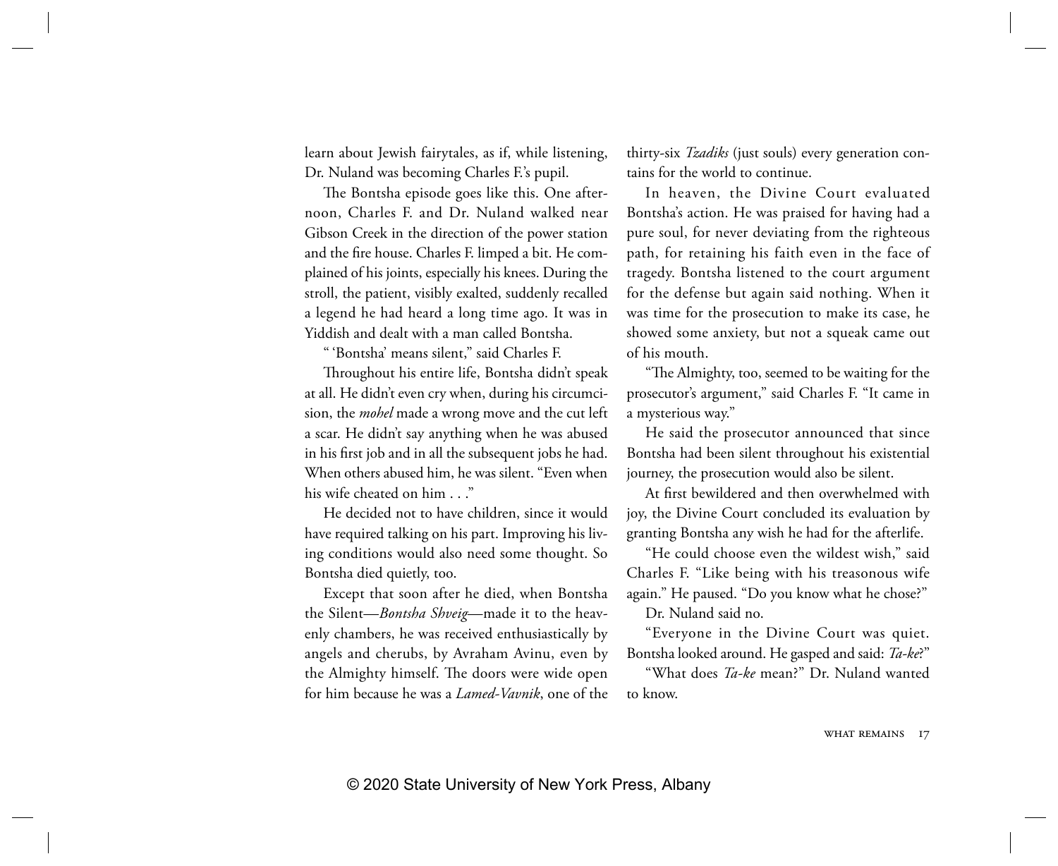learn about Jewish fairytales, as if, while listening, Dr. Nuland was becoming Charles F.'s pupil.

The Bontsha episode goes like this. One afternoon, Charles F. and Dr. Nuland walked near Gibson Creek in the direction of the power station and the fire house. Charles F. limped a bit. He complained of his joints, especially his knees. During the stroll, the patient, visibly exalted, suddenly recalled a legend he had heard a long time ago. It was in Yiddish and dealt with a man called Bontsha.

" 'Bontsha' means silent," said Charles F.

Throughout his entire life, Bontsha didn't speak at all. He didn't even cry when, during his circumcision, the *mohel* made a wrong move and the cut left a scar. He didn't say anything when he was abused in his first job and in all the subsequent jobs he had. When others abused him, he was silent. "Even when his wife cheated on him . . ."

He decided not to have children, since it would have required talking on his part. Improving his living conditions would also need some thought. So Bontsha died quietly, too.

Except that soon after he died, when Bontsha the Silent—*Bontsha Shveig*—made it to the heavenly chambers, he was received enthusiastically by angels and cherubs, by Avraham Avinu, even by the Almighty himself. The doors were wide open for him because he was a *Lamed-Vavnik*, one of the thirty-six *Tzadiks* (just souls) every generation contains for the world to continue.

In heaven, the Divine Court evaluated Bontsha's action. He was praised for having had a pure soul, for never deviating from the righteous path, for retaining his faith even in the face of tragedy. Bontsha listened to the court argument for the defense but again said nothing. When it was time for the prosecution to make its case, he showed some anxiety, but not a squeak came out of his mouth.

"The Almighty, too, seemed to be waiting for the prosecutor's argument," said Charles F. "It came in a mysterious way."

He said the prosecutor announced that since Bontsha had been silent throughout his existential journey, the prosecution would also be silent.

At first bewildered and then overwhelmed with joy, the Divine Court concluded its evaluation by granting Bontsha any wish he had for the afterlife.

"He could choose even the wildest wish," said Charles F. "Like being with his treasonous wife again." He paused. "Do you know what he chose?"

Dr. Nuland said no.

"Everyone in the Divine Court was quiet. Bontsha looked around. He gasped and said: *Ta-ke*?"

"What does *Ta-ke* mean?" Dr. Nuland wanted to know.

© 2020 State University of New York Press, Albany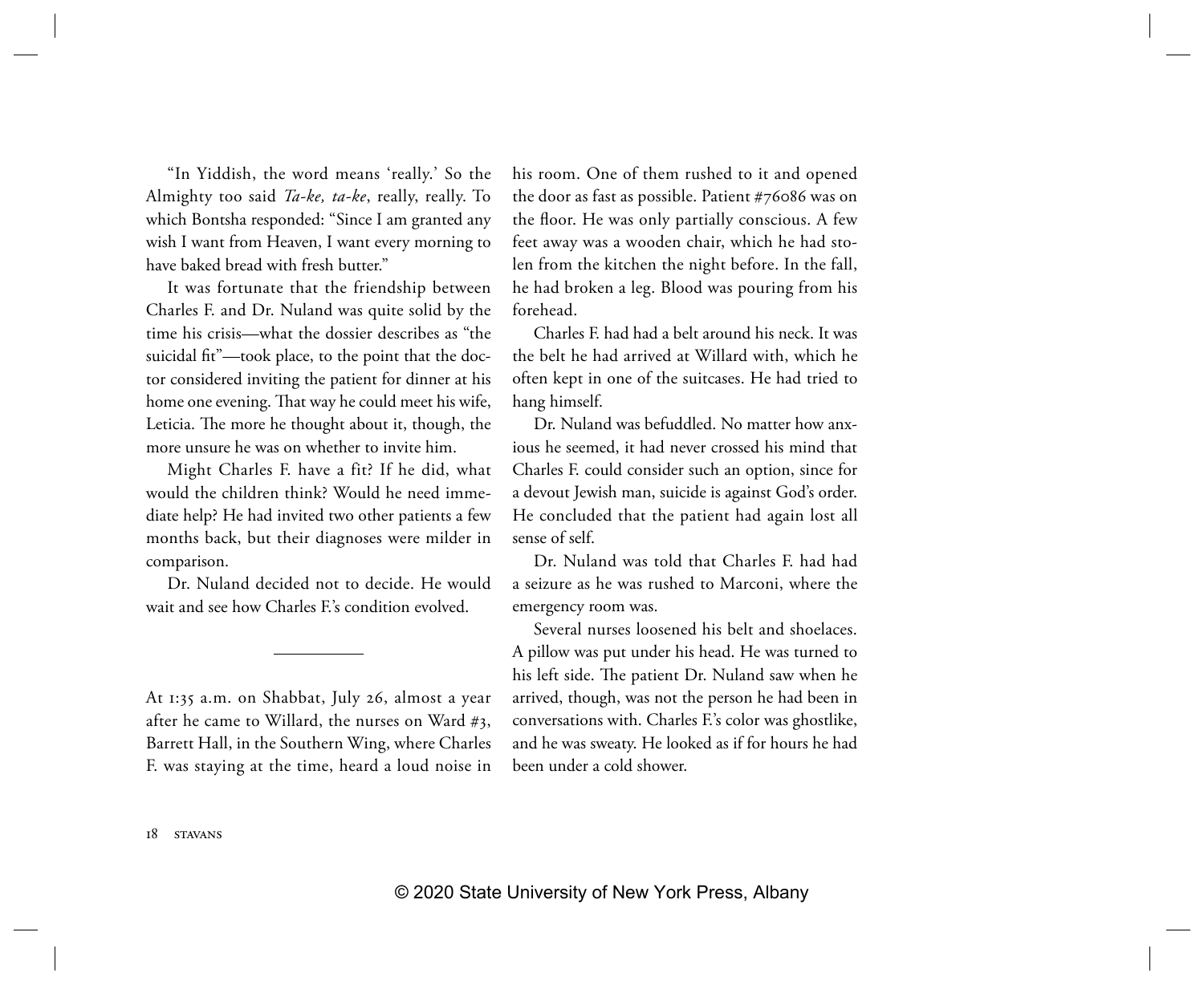"In Yiddish, the word means 'really.' So the Almighty too said *Ta-ke, ta-ke*, really, really. To which Bontsha responded: "Since I am granted any wish I want from Heaven, I want every morning to have baked bread with fresh butter."

It was fortunate that the friendship between Charles F. and Dr. Nuland was quite solid by the time his crisis—what the dossier describes as "the suicidal fit"—took place, to the point that the doctor considered inviting the patient for dinner at his home one evening. That way he could meet his wife, Leticia. The more he thought about it, though, the more unsure he was on whether to invite him.

Might Charles F. have a fit? If he did, what would the children think? Would he need immediate help? He had invited two other patients a few months back, but their diagnoses were milder in comparison.

Dr. Nuland decided not to decide. He would wait and see how Charles F.'s condition evolved.

---

At 1:35 a.m. on Shabbat, July 26, almost a year after he came to Willard, the nurses on Ward #3, Barrett Hall, in the Southern Wing, where Charles F. was staying at the time, heard a loud noise in his room. One of them rushed to it and opened the door as fast as possible. Patient #76086 was on the floor. He was only partially conscious. A few feet away was a wooden chair, which he had stolen from the kitchen the night before. In the fall, he had broken a leg. Blood was pouring from his forehead.

Charles F. had had a belt around his neck. It was the belt he had arrived at Willard with, which he often kept in one of the suitcases. He had tried to hang himself.

Dr. Nuland was befuddled. No matter how anxious he seemed, it had never crossed his mind that Charles F. could consider such an option, since for a devout Jewish man, suicide is against God's order. He concluded that the patient had again lost all sense of self.

Dr. Nuland was told that Charles F. had had a seizure as he was rushed to Marconi, where the emergency room was.

Several nurses loosened his belt and shoelaces. A pillow was put under his head. He was turned to his left side. The patient Dr. Nuland saw when he arrived, though, was not the person he had been in conversations with. Charles F.'s color was ghostlike, and he was sweaty. He looked as if for hours he had been under a cold shower.

© 2020 State University of New York Press, Albany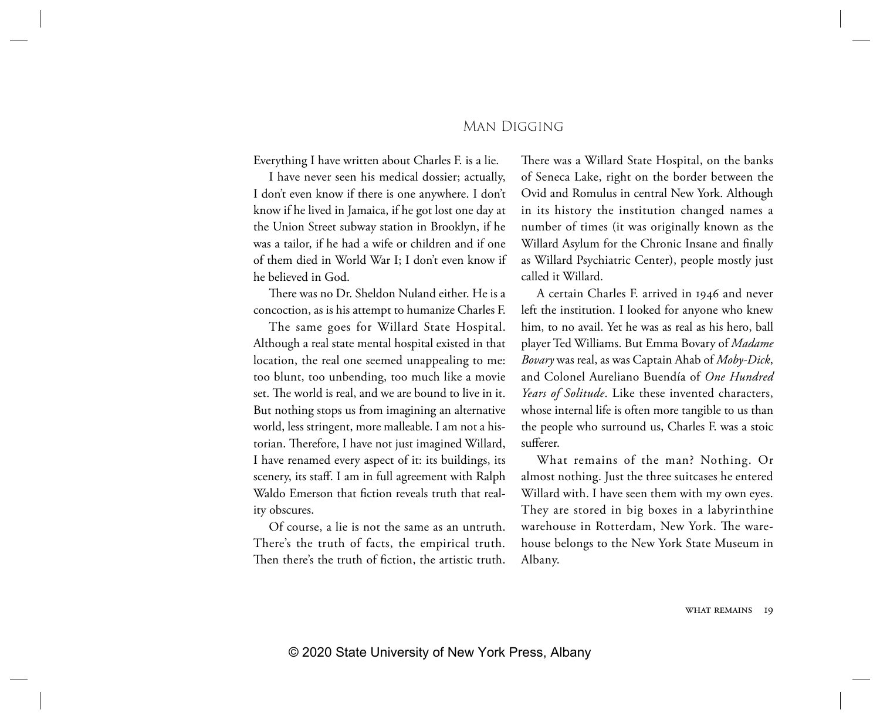# Man Digging

Everything I have written about Charles F. is a lie.

I have never seen his medical dossier; actually, I don't even know if there is one anywhere. I don't know if he lived in Jamaica, if he got lost one day at the Union Street subway station in Brooklyn, if he was a tailor, if he had a wife or children and if one of them died in World War I; I don't even know if he believed in God.

There was no Dr. Sheldon Nuland either. He is a concoction, as is his attempt to humanize Charles F.

The same goes for Willard State Hospital. Although a real state mental hospital existed in that location, the real one seemed unappealing to me: too blunt, too unbending, too much like a movie set. The world is real, and we are bound to live in it. But nothing stops us from imagining an alternative world, less stringent, more malleable. I am not a historian. Therefore, I have not just imagined Willard, I have renamed every aspect of it: its buildings, its scenery, its staff. I am in full agreement with Ralph Waldo Emerson that fiction reveals truth that reality obscures.

Of course, a lie is not the same as an untruth. There's the truth of facts, the empirical truth. Then there's the truth of fiction, the artistic truth. There was a Willard State Hospital, on the banks of Seneca Lake, right on the border between the Ovid and Romulus in central New York. Although in its history the institution changed names a number of times (it was originally known as the Willard Asylum for the Chronic Insane and finally as Willard Psychiatric Center), people mostly just called it Willard.

A certain Charles F. arrived in 1946 and never left the institution. I looked for anyone who knew him, to no avail. Yet he was as real as his hero, ball player Ted Williams. But Emma Bovary of *Madame Bovary* was real, as was Captain Ahab of *Moby-Dick*, and Colonel Aureliano Buendía of *One Hundred Years of Solitude*. Like these invented characters, whose internal life is often more tangible to us than the people who surround us, Charles F. was a stoic sufferer.

What remains of the man? Nothing. Or almost nothing. Just the three suitcases he entered Willard with. I have seen them with my own eyes. They are stored in big boxes in a labyrinthine warehouse in Rotterdam, New York. The warehouse belongs to the New York State Museum in Albany.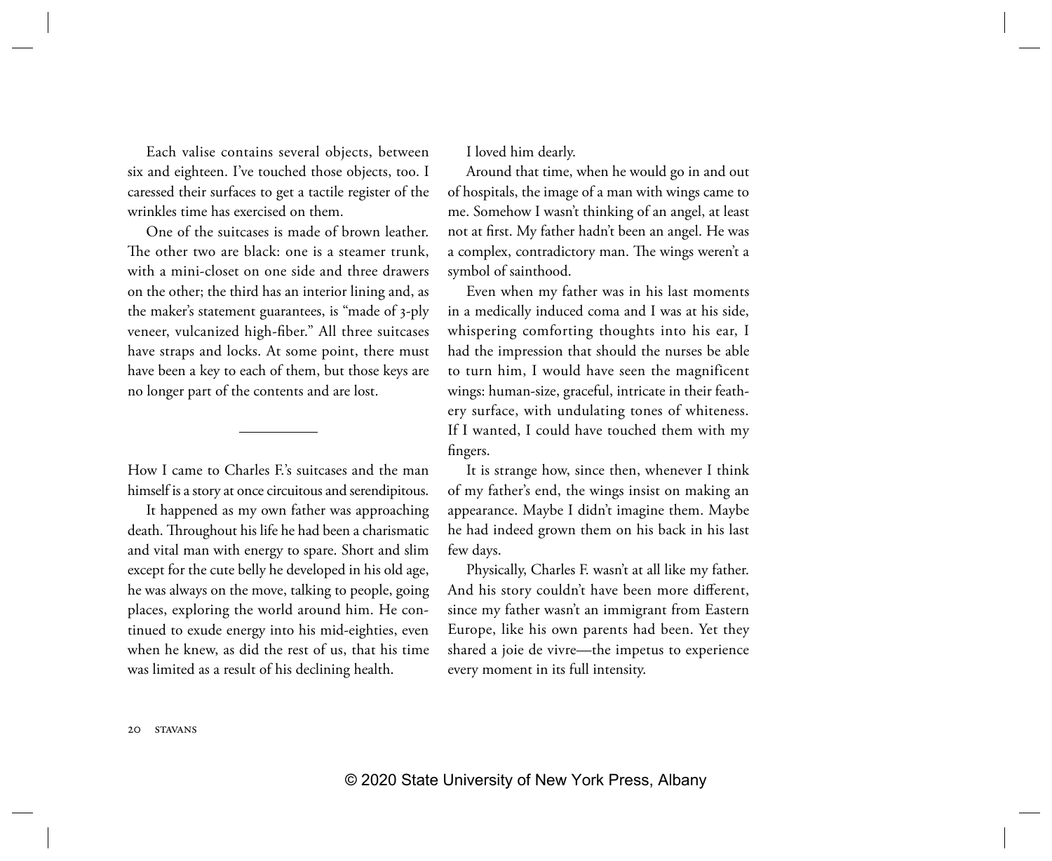Each valise contains several objects, between six and eighteen. I've touched those objects, too. I caressed their surfaces to get a tactile register of the wrinkles time has exercised on them.

One of the suitcases is made of brown leather. The other two are black: one is a steamer trunk, with a mini-closet on one side and three drawers on the other; the third has an interior lining and, as the maker's statement guarantees, is "made of 3-ply veneer, vulcanized high-fiber." All three suitcases have straps and locks. At some point, there must have been a key to each of them, but those keys are no longer part of the contents and are lost.

---

How I came to Charles F.'s suitcases and the man himself is a story at once circuitous and serendipitous.

It happened as my own father was approaching death. Throughout his life he had been a charismatic and vital man with energy to spare. Short and slim except for the cute belly he developed in his old age, he was always on the move, talking to people, going places, exploring the world around him. He continued to exude energy into his mid-eighties, even when he knew, as did the rest of us, that his time was limited as a result of his declining health.

I loved him dearly.

Around that time, when he would go in and out of hospitals, the image of a man with wings came to me. Somehow I wasn't thinking of an angel, at least not at first. My father hadn't been an angel. He was a complex, contradictory man. The wings weren't a symbol of sainthood.

Even when my father was in his last moments in a medically induced coma and I was at his side, whispering comforting thoughts into his ear, I had the impression that should the nurses be able to turn him, I would have seen the magnificent wings: human-size, graceful, intricate in their feathery surface, with undulating tones of whiteness. If I wanted, I could have touched them with my fingers.

It is strange how, since then, whenever I think of my father's end, the wings insist on making an appearance. Maybe I didn't imagine them. Maybe he had indeed grown them on his back in his last few days.

Physically, Charles F. wasn't at all like my father. And his story couldn't have been more different, since my father wasn't an immigrant from Eastern Europe, like his own parents had been. Yet they shared a joie de vivre—the impetus to experience every moment in its full intensity.

© 2020 State University of New York Press, Albany